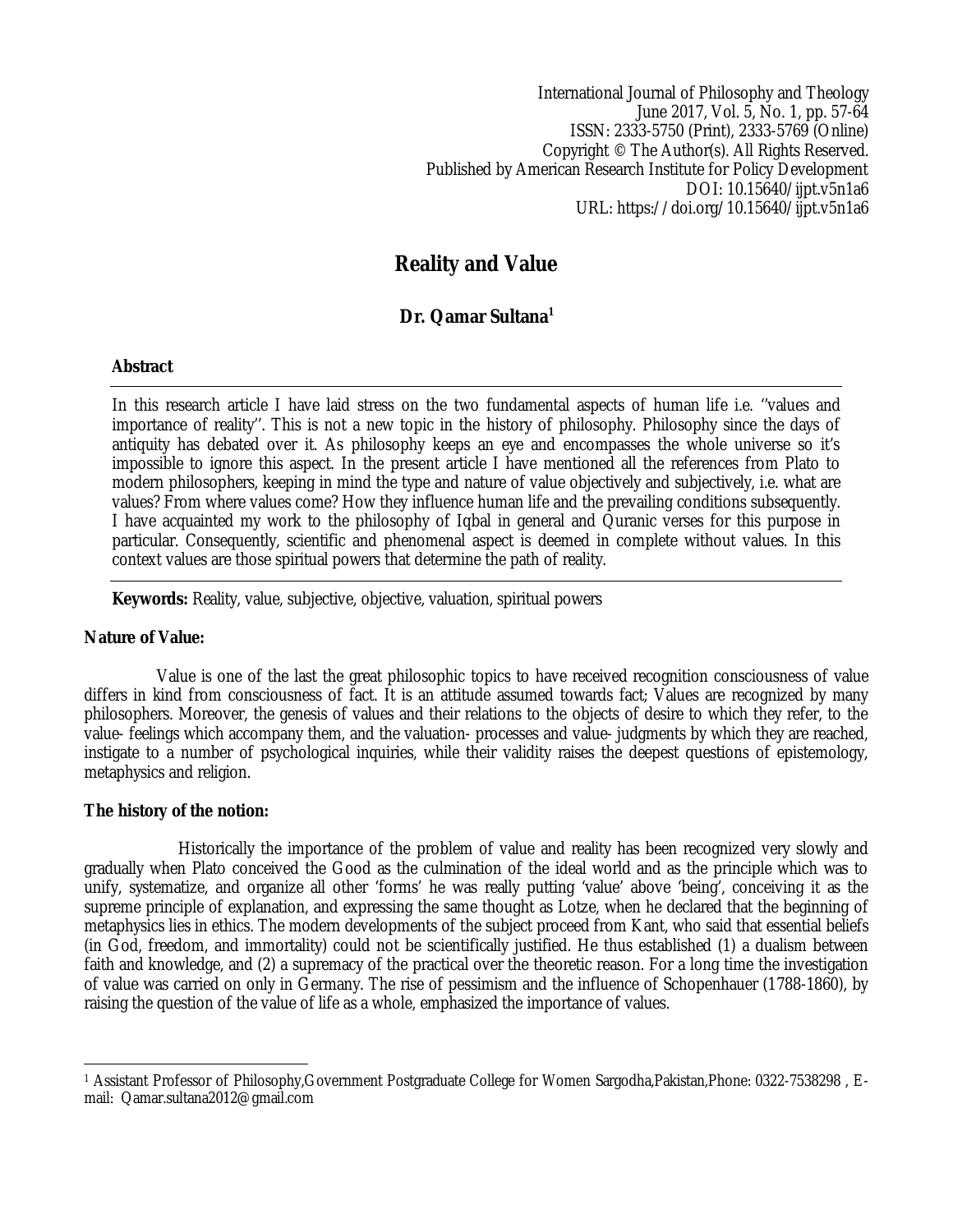International Journal of Philosophy and Theology
June 2017, Vol. 5, No. 1, pp. 57-64
ISSN: 2333-5750 (Print), 2333-5769 (Online)
Copyright © The Author(s). All Rights Reserved.
Published by American Research Institute for Policy Development
DOI: 10.15640/ijpt.v5n1a6
URL: https://doi.org/10.15640/ijpt.v5n1a6

# Reality and Value

**Dr. Qamar Sultana[1]**

**Abstract**

In this research article I have laid stress on the two fundamental aspects of human life i.e. ''values and importance of reality''. This is not a new topic in the history of philosophy. Philosophy since the days of antiquity has debated over it. As philosophy keeps an eye and encompasses the whole universe so it's impossible to ignore this aspect. In the present article I have mentioned all the references from Plato to modern philosophers, keeping in mind the type and nature of value objectively and subjectively, i.e. what are values? From where values come? How they influence human life and the prevailing conditions subsequently. I have acquainted my work to the philosophy of Iqbal in general and Quranic verses for this purpose in particular. Consequently, scientific and phenomenal aspect is deemed in complete without values. In this context values are those spiritual powers that determine the path of reality.

**Keywords:** Reality, value, subjective, objective, valuation, spiritual powers

## Nature of Value:

Value is one of the last the great philosophic topics to have received recognition consciousness of value differs in kind from consciousness of fact. It is an attitude assumed towards fact; Values are recognized by many philosophers. Moreover, the genesis of values and their relations to the objects of desire to which they refer, to the value- feelings which accompany them, and the valuation- processes and value- judgments by which they are reached, instigate to a number of psychological inquiries, while their validity raises the deepest questions of epistemology, metaphysics and religion.

## The history of the notion:

Historically the importance of the problem of value and reality has been recognized very slowly and gradually when Plato conceived the Good as the culmination of the ideal world and as the principle which was to unify, systematize, and organize all other 'forms' he was really putting 'value' above 'being', conceiving it as the supreme principle of explanation, and expressing the same thought as Lotze, when he declared that the beginning of metaphysics lies in ethics. The modern developments of the subject proceed from Kant, who said that essential beliefs (in God, freedom, and immortality) could not be scientifically justified. He thus established (1) a dualism between faith and knowledge, and (2) a supremacy of the practical over the theoretic reason. For a long time the investigation of value was carried on only in Germany. The rise of pessimism and the influence of Schopenhauer (1788-1860), by raising the question of the value of life as a whole, emphasized the importance of values.

---

[1] Assistant Professor of Philosophy,Government Postgraduate College for Women Sargodha,Pakistan,Phone: 0322-7538298 , E-mail: Qamar.sultana2012@gmail.com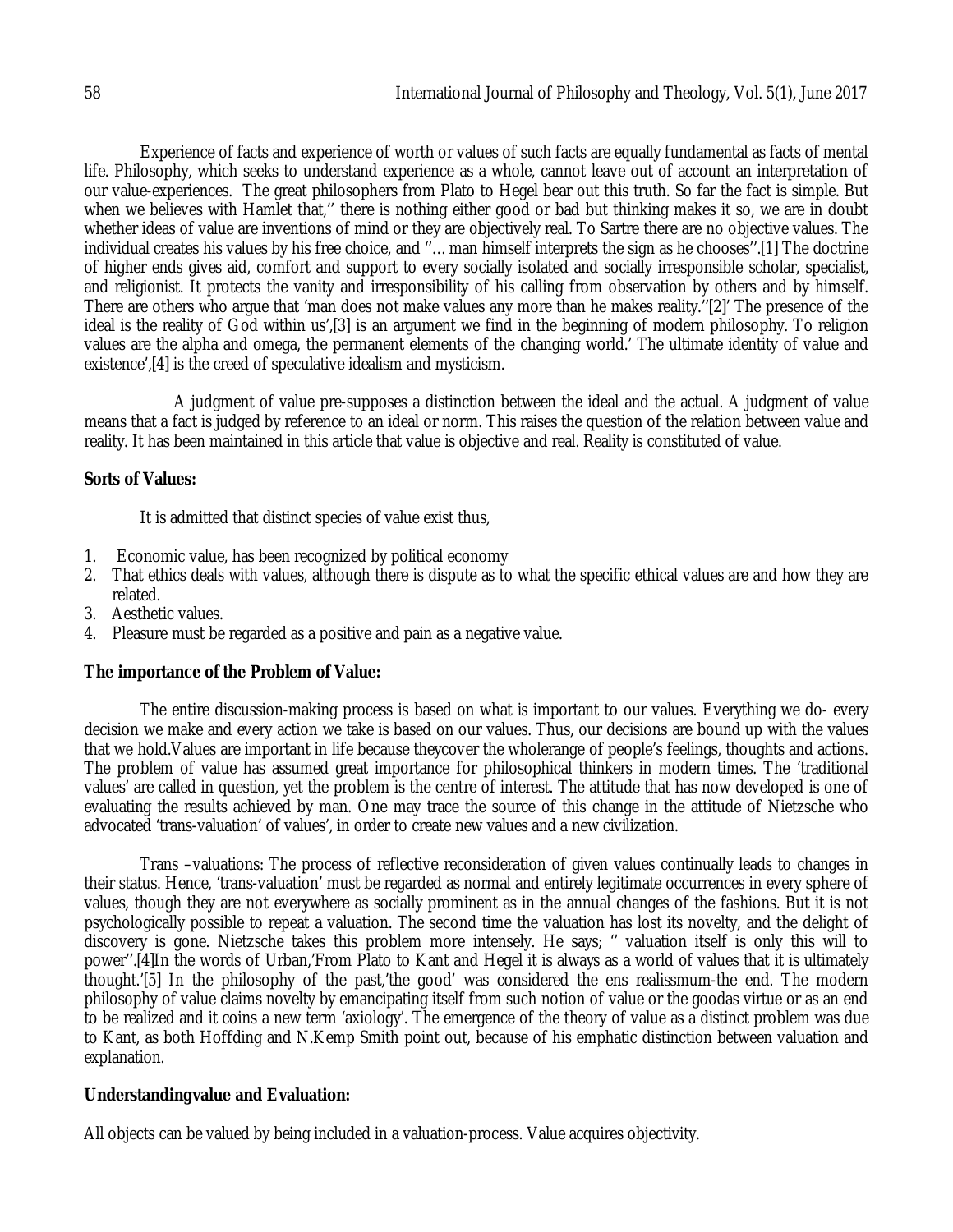Experience of facts and experience of worth or values of such facts are equally fundamental as facts of mental life. Philosophy, which seeks to understand experience as a whole, cannot leave out of account an interpretation of our value-experiences. The great philosophers from Plato to Hegel bear out this truth. So far the fact is simple. But when we believes with Hamlet that,'' there is nothing either good or bad but thinking makes it so, we are in doubt whether ideas of value are inventions of mind or they are objectively real. To Sartre there are no objective values. The individual creates his values by his free choice, and ''… man himself interprets the sign as he chooses''.[1] The doctrine of higher ends gives aid, comfort and support to every socially isolated and socially irresponsible scholar, specialist, and religionist. It protects the vanity and irresponsibility of his calling from observation by others and by himself. There are others who argue that 'man does not make values any more than he makes reality.''[2]' The presence of the ideal is the reality of God within us',[3] is an argument we find in the beginning of modern philosophy. To religion values are the alpha and omega, the permanent elements of the changing world.' The ultimate identity of value and existence',[4] is the creed of speculative idealism and mysticism.

A judgment of value pre-supposes a distinction between the ideal and the actual. A judgment of value means that a fact is judged by reference to an ideal or norm. This raises the question of the relation between value and reality. It has been maintained in this article that value is objective and real. Reality is constituted of value.

**Sorts of Values:**

It is admitted that distinct species of value exist thus,

1. Economic value, has been recognized by political economy
2. That ethics deals with values, although there is dispute as to what the specific ethical values are and how they are related.
3. Aesthetic values.
4. Pleasure must be regarded as a positive and pain as a negative value.

**The importance of the Problem of Value:**

The entire discussion-making process is based on what is important to our values. Everything we do- every decision we make and every action we take is based on our values. Thus, our decisions are bound up with the values that we hold.Values are important in life because theycover the wholerange of people's feelings, thoughts and actions. The problem of value has assumed great importance for philosophical thinkers in modern times. The 'traditional values' are called in question, yet the problem is the centre of interest. The attitude that has now developed is one of evaluating the results achieved by man. One may trace the source of this change in the attitude of Nietzsche who advocated 'trans-valuation' of values', in order to create new values and a new civilization.

Trans –valuations: The process of reflective reconsideration of given values continually leads to changes in their status. Hence, 'trans-valuation' must be regarded as normal and entirely legitimate occurrences in every sphere of values, though they are not everywhere as socially prominent as in the annual changes of the fashions. But it is not psychologically possible to repeat a valuation. The second time the valuation has lost its novelty, and the delight of discovery is gone. Nietzsche takes this problem more intensely. He says; '' valuation itself is only this will to power''.[4]In the words of Urban,'From Plato to Kant and Hegel it is always as a world of values that it is ultimately thought.'[5] In the philosophy of the past,'the good' was considered the ens realissmum-the end. The modern philosophy of value claims novelty by emancipating itself from such notion of value or the goodas virtue or as an end to be realized and it coins a new term 'axiology'. The emergence of the theory of value as a distinct problem was due to Kant, as both Hoffding and N.Kemp Smith point out, because of his emphatic distinction between valuation and explanation.

**Understandingvalue and Evaluation:**

All objects can be valued by being included in a valuation-process. Value acquires objectivity.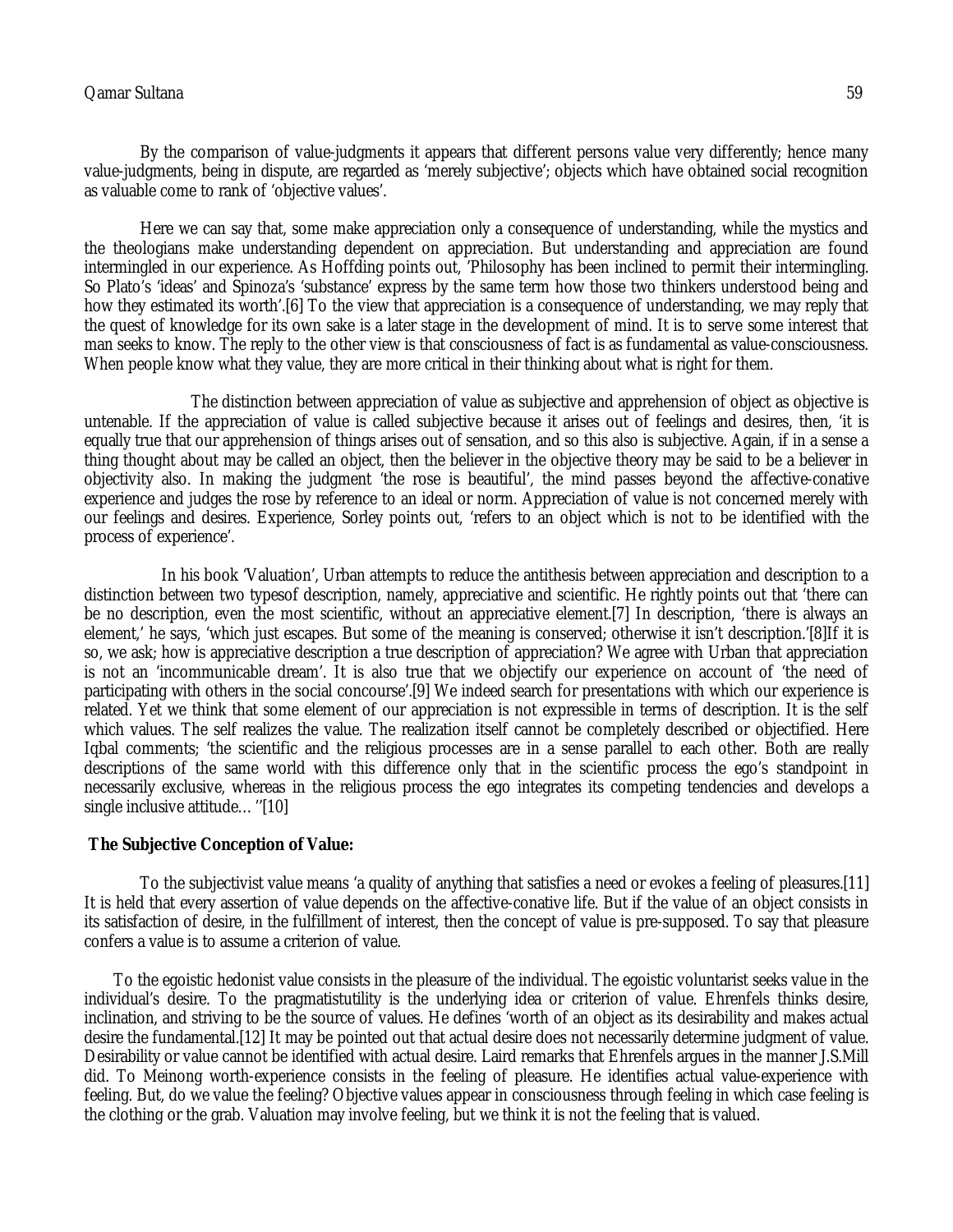By the comparison of value-judgments it appears that different persons value very differently; hence many value-judgments, being in dispute, are regarded as 'merely subjective'; objects which have obtained social recognition as valuable come to rank of 'objective values'.

Here we can say that, some make appreciation only a consequence of understanding, while the mystics and the theologians make understanding dependent on appreciation. But understanding and appreciation are found intermingled in our experience. As Hoffding points out, 'Philosophy has been inclined to permit their intermingling. So Plato's 'ideas' and Spinoza's 'substance' express by the same term how those two thinkers understood being and how they estimated its worth'.[6] To the view that appreciation is a consequence of understanding, we may reply that the quest of knowledge for its own sake is a later stage in the development of mind. It is to serve some interest that man seeks to know. The reply to the other view is that consciousness of fact is as fundamental as value-consciousness. When people know what they value, they are more critical in their thinking about what is right for them.

The distinction between appreciation of value as subjective and apprehension of object as objective is untenable. If the appreciation of value is called subjective because it arises out of feelings and desires, then, 'it is equally true that our apprehension of things arises out of sensation, and so this also is subjective. Again, if in a sense a thing thought about may be called an object, then the believer in the objective theory may be said to be a believer in objectivity also. In making the judgment 'the rose is beautiful', the mind passes beyond the affective-conative experience and judges the rose by reference to an ideal or norm. Appreciation of value is not concerned merely with our feelings and desires. Experience, Sorley points out, 'refers to an object which is not to be identified with the process of experience'.

In his book 'Valuation', Urban attempts to reduce the antithesis between appreciation and description to a distinction between two typesof description, namely, appreciative and scientific. He rightly points out that 'there can be no description, even the most scientific, without an appreciative element.[7] In description, 'there is always an element,' he says, 'which just escapes. But some of the meaning is conserved; otherwise it isn't description.'[8]If it is so, we ask; how is appreciative description a true description of appreciation? We agree with Urban that appreciation is not an 'incommunicable dream'. It is also true that we objectify our experience on account of 'the need of participating with others in the social concourse'.[9] We indeed search for presentations with which our experience is related. Yet we think that some element of our appreciation is not expressible in terms of description. It is the self which values. The self realizes the value. The realization itself cannot be completely described or objectified. Here Iqbal comments; 'the scientific and the religious processes are in a sense parallel to each other. Both are really descriptions of the same world with this difference only that in the scientific process the ego's standpoint in necessarily exclusive, whereas in the religious process the ego integrates its competing tendencies and develops a single inclusive attitude… ''[10]

**The Subjective Conception of Value:**

To the subjectivist value means 'a quality of anything that satisfies a need or evokes a feeling of pleasures.[11] It is held that every assertion of value depends on the affective-conative life. But if the value of an object consists in its satisfaction of desire, in the fulfillment of interest, then the concept of value is pre-supposed. To say that pleasure confers a value is to assume a criterion of value.

To the egoistic hedonist value consists in the pleasure of the individual. The egoistic voluntarist seeks value in the individual's desire. To the pragmatistutility is the underlying idea or criterion of value. Ehrenfels thinks desire, inclination, and striving to be the source of values. He defines 'worth of an object as its desirability and makes actual desire the fundamental.[12] It may be pointed out that actual desire does not necessarily determine judgment of value. Desirability or value cannot be identified with actual desire. Laird remarks that Ehrenfels argues in the manner J.S.Mill did. To Meinong worth-experience consists in the feeling of pleasure. He identifies actual value-experience with feeling. But, do we value the feeling? Objective values appear in consciousness through feeling in which case feeling is the clothing or the grab. Valuation may involve feeling, but we think it is not the feeling that is valued.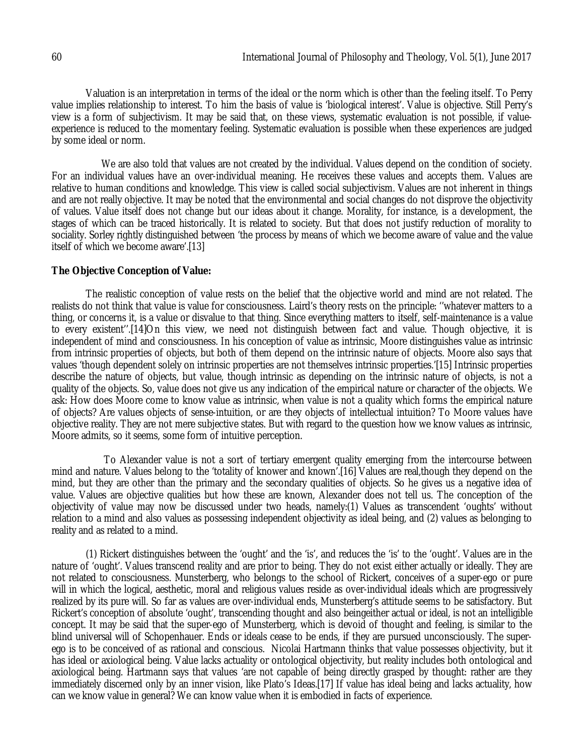Valuation is an interpretation in terms of the ideal or the norm which is other than the feeling itself. To Perry value implies relationship to interest. To him the basis of value is 'biological interest'. Value is objective. Still Perry's view is a form of subjectivism. It may be said that, on these views, systematic evaluation is not possible, if value-experience is reduced to the momentary feeling. Systematic evaluation is possible when these experiences are judged by some ideal or norm.

We are also told that values are not created by the individual. Values depend on the condition of society. For an individual values have an over-individual meaning. He receives these values and accepts them. Values are relative to human conditions and knowledge. This view is called social subjectivism. Values are not inherent in things and are not really objective. It may be noted that the environmental and social changes do not disprove the objectivity of values. Value itself does not change but our ideas about it change. Morality, for instance, is a development, the stages of which can be traced historically. It is related to society. But that does not justify reduction of morality to sociality. Sorley rightly distinguished between 'the process by means of which we become aware of value and the value itself of which we become aware'.[13]

**The Objective Conception of Value:**

The realistic conception of value rests on the belief that the objective world and mind are not related. The realists do not think that value is value for consciousness. Laird's theory rests on the principle: ''whatever matters to a thing, or concerns it, is a value or disvalue to that thing. Since everything matters to itself, self-maintenance is a value to every existent''.[14]On this view, we need not distinguish between fact and value. Though objective, it is independent of mind and consciousness. In his conception of value as intrinsic, Moore distinguishes value as intrinsic from intrinsic properties of objects, but both of them depend on the intrinsic nature of objects. Moore also says that values 'though dependent solely on intrinsic properties are not themselves intrinsic properties.'[15] Intrinsic properties describe the nature of objects, but value, though intrinsic as depending on the intrinsic nature of objects, is not a quality of the objects. So, value does not give us any indication of the empirical nature or character of the objects. We ask: How does Moore come to know value as intrinsic, when value is not a quality which forms the empirical nature of objects? Are values objects of sense-intuition, or are they objects of intellectual intuition? To Moore values have objective reality. They are not mere subjective states. But with regard to the question how we know values as intrinsic, Moore admits, so it seems, some form of intuitive perception.

To Alexander value is not a sort of tertiary emergent quality emerging from the intercourse between mind and nature. Values belong to the 'totality of knower and known'.[16] Values are real,though they depend on the mind, but they are other than the primary and the secondary qualities of objects. So he gives us a negative idea of value. Values are objective qualities but how these are known, Alexander does not tell us. The conception of the objectivity of value may now be discussed under two heads, namely:(1) Values as transcendent 'oughts' without relation to a mind and also values as possessing independent objectivity as ideal being, and (2) values as belonging to reality and as related to a mind.

(1) Rickert distinguishes between the 'ought' and the 'is', and reduces the 'is' to the 'ought'. Values are in the nature of 'ought'. Values transcend reality and are prior to being. They do not exist either actually or ideally. They are not related to consciousness. Munsterberg, who belongs to the school of Rickert, conceives of a super-ego or pure will in which the logical, aesthetic, moral and religious values reside as over-individual ideals which are progressively realized by its pure will. So far as values are over-individual ends, Munsterberg's attitude seems to be satisfactory. But Rickert's conception of absolute 'ought', transcending thought and also beingeither actual or ideal, is not an intelligible concept. It may be said that the super-ego of Munsterberg, which is devoid of thought and feeling, is similar to the blind universal will of Schopenhauer. Ends or ideals cease to be ends, if they are pursued unconsciously. The super-ego is to be conceived of as rational and conscious. Nicolai Hartmann thinks that value possesses objectivity, but it has ideal or axiological being. Value lacks actuality or ontological objectivity, but reality includes both ontological and axiological being. Hartmann says that values 'are not capable of being directly grasped by thought: rather are they immediately discerned only by an inner vision, like Plato's Ideas.[17] If value has ideal being and lacks actuality, how can we know value in general? We can know value when it is embodied in facts of experience.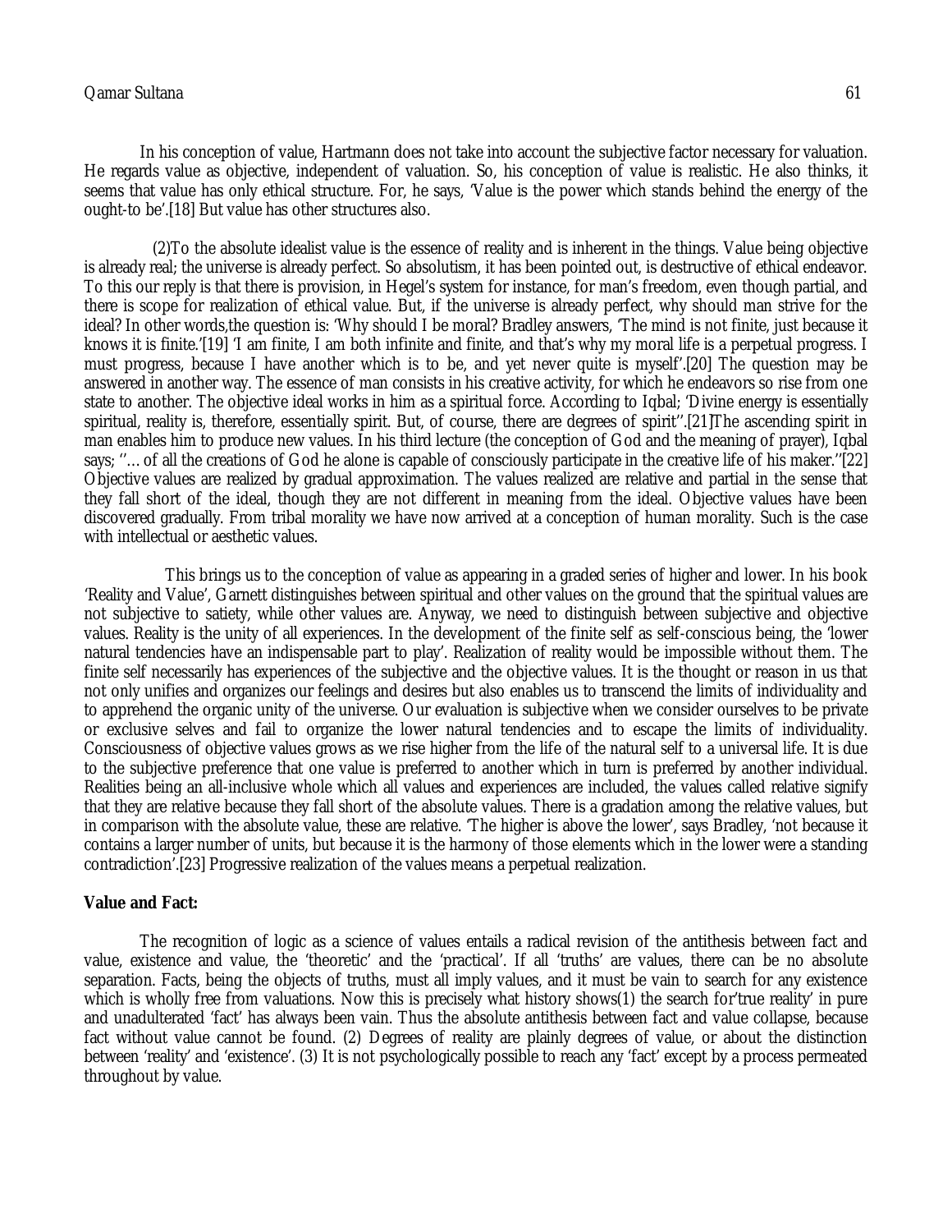In his conception of value, Hartmann does not take into account the subjective factor necessary for valuation. He regards value as objective, independent of valuation. So, his conception of value is realistic. He also thinks, it seems that value has only ethical structure. For, he says, 'Value is the power which stands behind the energy of the ought-to be'.[18] But value has other structures also.

(2)To the absolute idealist value is the essence of reality and is inherent in the things. Value being objective is already real; the universe is already perfect. So absolutism, it has been pointed out, is destructive of ethical endeavor. To this our reply is that there is provision, in Hegel's system for instance, for man's freedom, even though partial, and there is scope for realization of ethical value. But, if the universe is already perfect, why should man strive for the ideal? In other words,the question is: 'Why should I be moral? Bradley answers, 'The mind is not finite, just because it knows it is finite.'[19] 'I am finite, I am both infinite and finite, and that's why my moral life is a perpetual progress. I must progress, because I have another which is to be, and yet never quite is myself'.[20] The question may be answered in another way. The essence of man consists in his creative activity, for which he endeavors so rise from one state to another. The objective ideal works in him as a spiritual force. According to Iqbal; 'Divine energy is essentially spiritual, reality is, therefore, essentially spirit. But, of course, there are degrees of spirit''.[21]The ascending spirit in man enables him to produce new values. In his third lecture (the conception of God and the meaning of prayer), Iqbal says; ''… of all the creations of God he alone is capable of consciously participate in the creative life of his maker.''[22] Objective values are realized by gradual approximation. The values realized are relative and partial in the sense that they fall short of the ideal, though they are not different in meaning from the ideal. Objective values have been discovered gradually. From tribal morality we have now arrived at a conception of human morality. Such is the case with intellectual or aesthetic values.

This brings us to the conception of value as appearing in a graded series of higher and lower. In his book 'Reality and Value', Garnett distinguishes between spiritual and other values on the ground that the spiritual values are not subjective to satiety, while other values are. Anyway, we need to distinguish between subjective and objective values. Reality is the unity of all experiences. In the development of the finite self as self-conscious being, the 'lower natural tendencies have an indispensable part to play'. Realization of reality would be impossible without them. The finite self necessarily has experiences of the subjective and the objective values. It is the thought or reason in us that not only unifies and organizes our feelings and desires but also enables us to transcend the limits of individuality and to apprehend the organic unity of the universe. Our evaluation is subjective when we consider ourselves to be private or exclusive selves and fail to organize the lower natural tendencies and to escape the limits of individuality. Consciousness of objective values grows as we rise higher from the life of the natural self to a universal life. It is due to the subjective preference that one value is preferred to another which in turn is preferred by another individual. Realities being an all-inclusive whole which all values and experiences are included, the values called relative signify that they are relative because they fall short of the absolute values. There is a gradation among the relative values, but in comparison with the absolute value, these are relative. 'The higher is above the lower', says Bradley, 'not because it contains a larger number of units, but because it is the harmony of those elements which in the lower were a standing contradiction'.[23] Progressive realization of the values means a perpetual realization.

**Value and Fact:**

The recognition of logic as a science of values entails a radical revision of the antithesis between fact and value, existence and value, the 'theoretic' and the 'practical'. If all 'truths' are values, there can be no absolute separation. Facts, being the objects of truths, must all imply values, and it must be vain to search for any existence which is wholly free from valuations. Now this is precisely what history shows(1) the search for'true reality' in pure and unadulterated 'fact' has always been vain. Thus the absolute antithesis between fact and value collapse, because fact without value cannot be found. (2) Degrees of reality are plainly degrees of value, or about the distinction between 'reality' and 'existence'. (3) It is not psychologically possible to reach any 'fact' except by a process permeated throughout by value.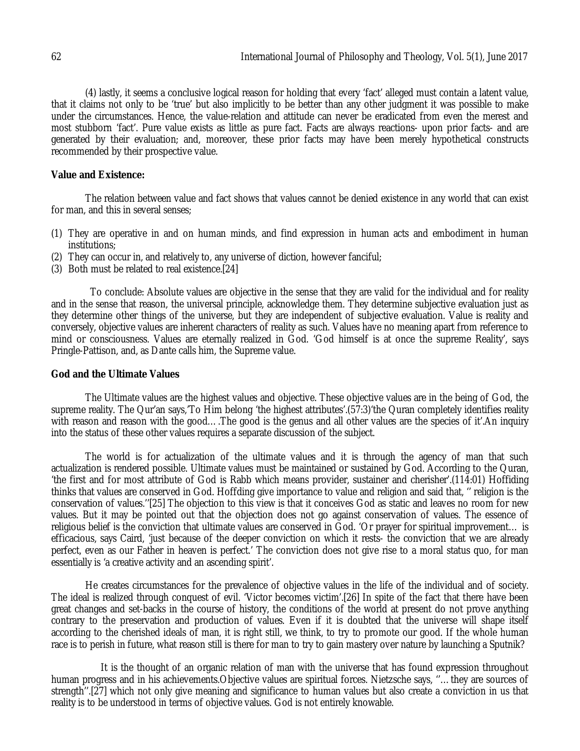(4) lastly, it seems a conclusive logical reason for holding that every 'fact' alleged must contain a latent value, that it claims not only to be 'true' but also implicitly to be better than any other judgment it was possible to make under the circumstances. Hence, the value-relation and attitude can never be eradicated from even the merest and most stubborn 'fact'. Pure value exists as little as pure fact. Facts are always reactions- upon prior facts- and are generated by their evaluation; and, moreover, these prior facts may have been merely hypothetical constructs recommended by their prospective value.

**Value and Existence:**

The relation between value and fact shows that values cannot be denied existence in any world that can exist for man, and this in several senses;

(1) They are operative in and on human minds, and find expression in human acts and embodiment in human institutions;
(2) They can occur in, and relatively to, any universe of diction, however fanciful;
(3) Both must be related to real existence.[24]

To conclude: Absolute values are objective in the sense that they are valid for the individual and for reality and in the sense that reason, the universal principle, acknowledge them. They determine subjective evaluation just as they determine other things of the universe, but they are independent of subjective evaluation. Value is reality and conversely, objective values are inherent characters of reality as such. Values have no meaning apart from reference to mind or consciousness. Values are eternally realized in God. 'God himself is at once the supreme Reality', says Pringle-Pattison, and, as Dante calls him, the Supreme value.

**God and the Ultimate Values**

The Ultimate values are the highest values and objective. These objective values are in the being of God, the supreme reality. The Qur'an says,'To Him belong 'the highest attributes'.(57:3)'the Quran completely identifies reality with reason and reason with the good….The good is the genus and all other values are the species of it'.An inquiry into the status of these other values requires a separate discussion of the subject.

The world is for actualization of the ultimate values and it is through the agency of man that such actualization is rendered possible. Ultimate values must be maintained or sustained by God. According to the Quran, 'the first and for most attribute of God is Rabb which means provider, sustainer and cherisher'.(114:01) Hoffding thinks that values are conserved in God. Hoffding give importance to value and religion and said that, '' religion is the conservation of values.''[25] The objection to this view is that it conceives God as static and leaves no room for new values. But it may be pointed out that the objection does not go against conservation of values. The essence of religious belief is the conviction that ultimate values are conserved in God. 'Or prayer for spiritual improvement… is efficacious, says Caird, 'just because of the deeper conviction on which it rests- the conviction that we are already perfect, even as our Father in heaven is perfect.' The conviction does not give rise to a moral status quo, for man essentially is 'a creative activity and an ascending spirit'.

He creates circumstances for the prevalence of objective values in the life of the individual and of society. The ideal is realized through conquest of evil. 'Victor becomes victim'.[26] In spite of the fact that there have been great changes and set-backs in the course of history, the conditions of the world at present do not prove anything contrary to the preservation and production of values. Even if it is doubted that the universe will shape itself according to the cherished ideals of man, it is right still, we think, to try to promote our good. If the whole human race is to perish in future, what reason still is there for man to try to gain mastery over nature by launching a Sputnik?

It is the thought of an organic relation of man with the universe that has found expression throughout human progress and in his achievements.Objective values are spiritual forces. Nietzsche says, ''…they are sources of strength''.[27] which not only give meaning and significance to human values but also create a conviction in us that reality is to be understood in terms of objective values. God is not entirely knowable.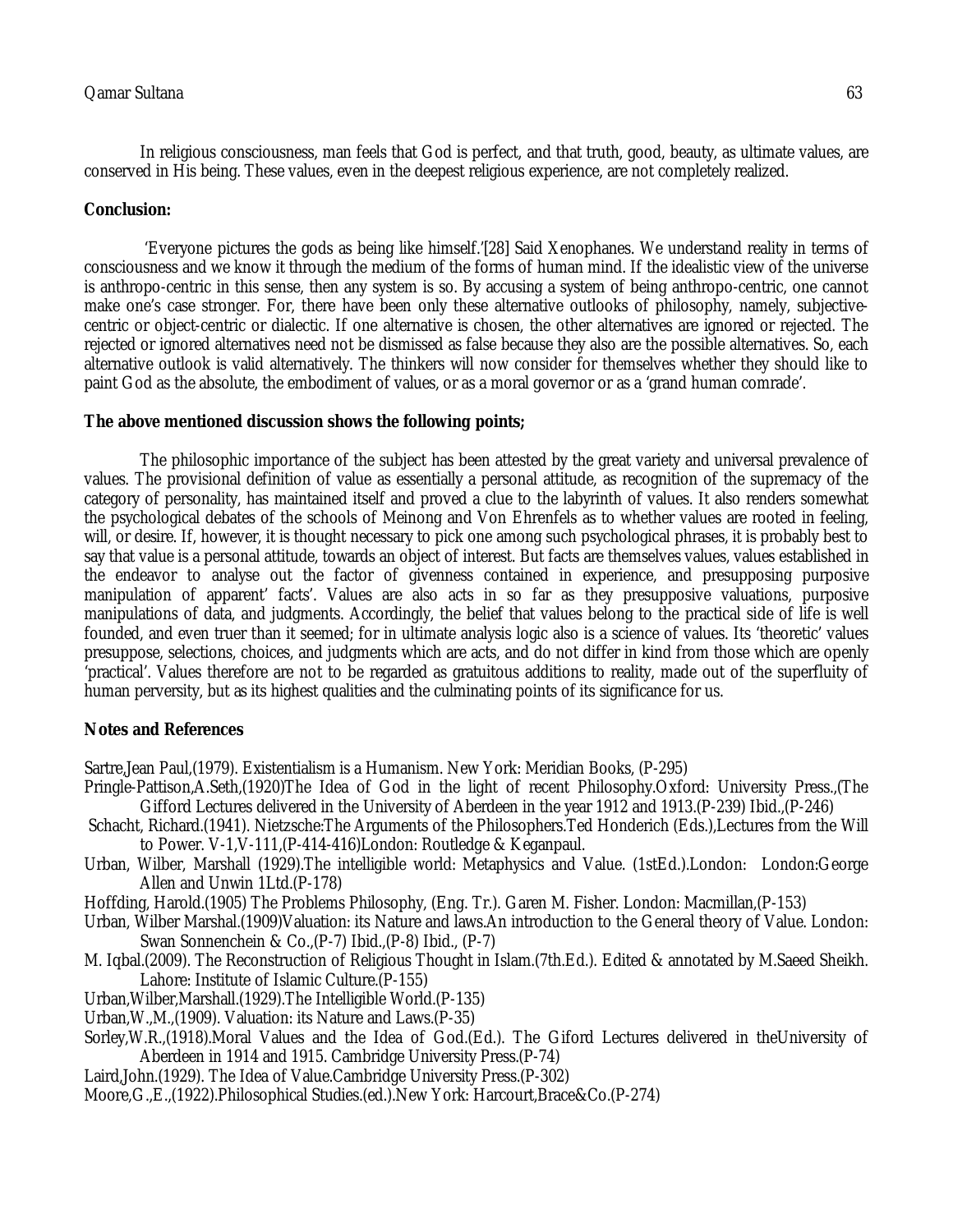In religious consciousness, man feels that God is perfect, and that truth, good, beauty, as ultimate values, are conserved in His being. These values, even in the deepest religious experience, are not completely realized.

**Conclusion:**

'Everyone pictures the gods as being like himself.'[28] Said Xenophanes. We understand reality in terms of consciousness and we know it through the medium of the forms of human mind. If the idealistic view of the universe is anthropo-centric in this sense, then any system is so. By accusing a system of being anthropo-centric, one cannot make one's case stronger. For, there have been only these alternative outlooks of philosophy, namely, subjective-centric or object-centric or dialectic. If one alternative is chosen, the other alternatives are ignored or rejected. The rejected or ignored alternatives need not be dismissed as false because they also are the possible alternatives. So, each alternative outlook is valid alternatively. The thinkers will now consider for themselves whether they should like to paint God as the absolute, the embodiment of values, or as a moral governor or as a 'grand human comrade'.

**The above mentioned discussion shows the following points;**

The philosophic importance of the subject has been attested by the great variety and universal prevalence of values. The provisional definition of value as essentially a personal attitude, as recognition of the supremacy of the category of personality, has maintained itself and proved a clue to the labyrinth of values. It also renders somewhat the psychological debates of the schools of Meinong and Von Ehrenfels as to whether values are rooted in feeling, will, or desire. If, however, it is thought necessary to pick one among such psychological phrases, it is probably best to say that value is a personal attitude, towards an object of interest. But facts are themselves values, values established in the endeavor to analyse out the factor of givenness contained in experience, and presupposing purposive manipulation of apparent' facts'. Values are also acts in so far as they presupposive valuations, purposive manipulations of data, and judgments. Accordingly, the belief that values belong to the practical side of life is well founded, and even truer than it seemed; for in ultimate analysis logic also is a science of values. Its 'theoretic' values presuppose, selections, choices, and judgments which are acts, and do not differ in kind from those which are openly 'practical'. Values therefore are not to be regarded as gratuitous additions to reality, made out of the superfluity of human perversity, but as its highest qualities and the culminating points of its significance for us.

**Notes and References**

Sartre,Jean Paul,(1979). Existentialism is a Humanism. New York: Meridian Books, (P-295)

Pringle-Pattison,A.Seth,(1920)The Idea of God in the light of recent Philosophy.Oxford: University Press.,(The Gifford Lectures delivered in the University of Aberdeen in the year 1912 and 1913.(P-239) Ibid.,(P-246)

Schacht, Richard.(1941). Nietzsche:The Arguments of the Philosophers.Ted Honderich (Eds.),Lectures from the Will to Power. V-1,V-111,(P-414-416)London: Routledge & Keganpaul.

Urban, Wilber, Marshall (1929).The intelligible world: Metaphysics and Value. (1stEd.).London: London:George Allen and Unwin 1Ltd.(P-178)

Hoffding, Harold.(1905) The Problems Philosophy, (Eng. Tr.). Garen M. Fisher. London: Macmillan,(P-153)

Urban, Wilber Marshal.(1909)Valuation: its Nature and laws.An introduction to the General theory of Value. London: Swan Sonnenchein & Co.,(P-7) Ibid.,(P-8) Ibid., (P-7)

M. Iqbal.(2009). The Reconstruction of Religious Thought in Islam.(7th.Ed.). Edited & annotated by M.Saeed Sheikh. Lahore: Institute of Islamic Culture.(P-155)

Urban,Wilber,Marshall.(1929).The Intelligible World.(P-135)

Urban,W.,M.,(1909). Valuation: its Nature and Laws.(P-35)

Sorley,W.R.,(1918).Moral Values and the Idea of God.(Ed.). The Giford Lectures delivered in theUniversity of Aberdeen in 1914 and 1915. Cambridge University Press.(P-74)

Laird,John.(1929). The Idea of Value.Cambridge University Press.(P-302)

Moore,G.,E.,(1922).Philosophical Studies.(ed.).New York: Harcourt,Brace&Co.(P-274)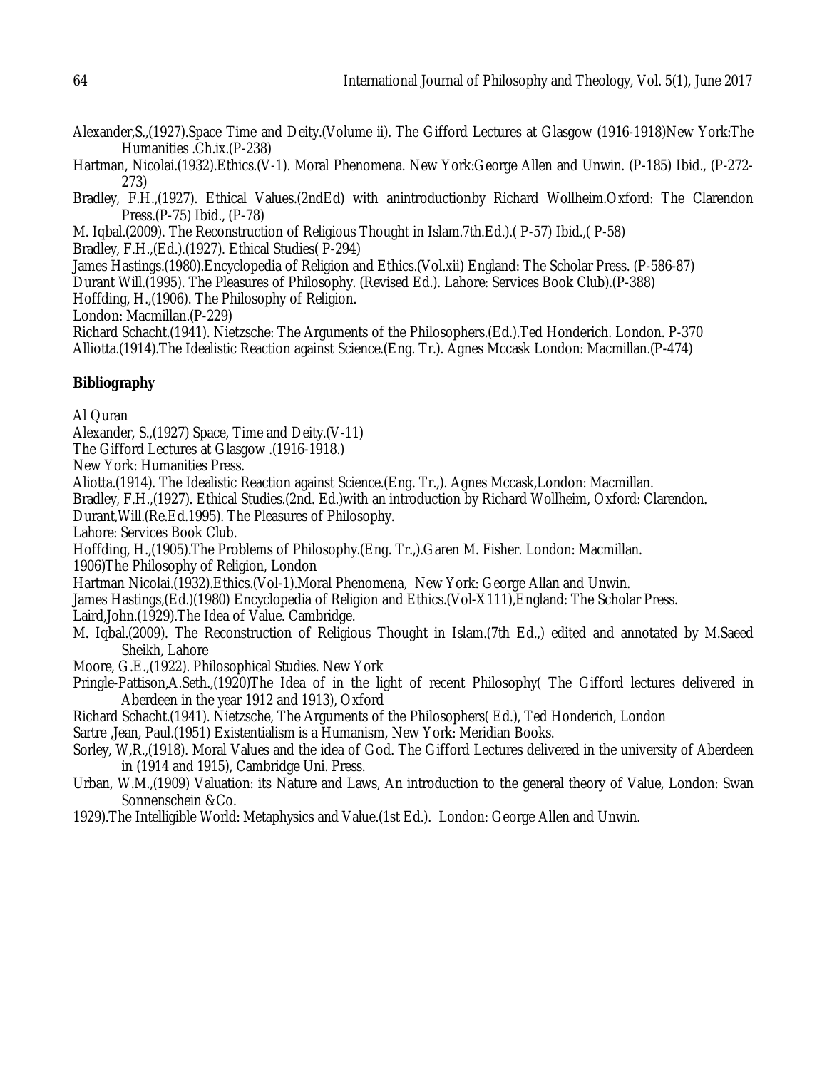Alexander,S.,(1927).Space Time and Deity.(Volume ii). The Gifford Lectures at Glasgow (1916-1918)New York:The Humanities .Ch.ix.(P-238)

Hartman, Nicolai.(1932).Ethics.(V-1). Moral Phenomena. New York:George Allen and Unwin. (P-185) Ibid., (P-272-273)

Bradley, F.H.,(1927). Ethical Values.(2ndEd) with anintroductionby Richard Wollheim.Oxford: The Clarendon Press.(P-75) Ibid., (P-78)

M. Iqbal.(2009). The Reconstruction of Religious Thought in Islam.7th.Ed.).( P-57) Ibid.,( P-58)

Bradley, F.H.,(Ed.).(1927). Ethical Studies( P-294)

James Hastings.(1980).Encyclopedia of Religion and Ethics.(Vol.xii) England: The Scholar Press. (P-586-87)

Durant Will.(1995). The Pleasures of Philosophy. (Revised Ed.). Lahore: Services Book Club).(P-388)

Hoffding, H.,(1906). The Philosophy of Religion.

London: Macmillan.(P-229)

Richard Schacht.(1941). Nietzsche: The Arguments of the Philosophers.(Ed.).Ted Honderich. London. P-370

Alliotta.(1914).The Idealistic Reaction against Science.(Eng. Tr.). Agnes Mccask London: Macmillan.(P-474)

**Bibliography**

Al Quran

Alexander, S.,(1927) Space, Time and Deity.(V-11)

The Gifford Lectures at Glasgow .(1916-1918.)

New York: Humanities Press.

Aliotta.(1914). The Idealistic Reaction against Science.(Eng. Tr.,). Agnes Mccask,London: Macmillan.

Bradley, F.H.,(1927). Ethical Studies.(2nd. Ed.)with an introduction by Richard Wollheim, Oxford: Clarendon.

Durant,Will.(Re.Ed.1995). The Pleasures of Philosophy.

Lahore: Services Book Club.

Hoffding, H.,(1905).The Problems of Philosophy.(Eng. Tr.,).Garen M. Fisher. London: Macmillan.

1906)The Philosophy of Religion, London

Hartman Nicolai.(1932).Ethics.(Vol-1).Moral Phenomena, New York: George Allan and Unwin.

James Hastings,(Ed.)(1980) Encyclopedia of Religion and Ethics.(Vol-X111),England: The Scholar Press.

Laird,John.(1929).The Idea of Value. Cambridge.

M. Iqbal.(2009). The Reconstruction of Religious Thought in Islam.(7th Ed.,) edited and annotated by M.Saeed Sheikh, Lahore

Moore, G.E.,(1922). Philosophical Studies. New York

Pringle-Pattison,A.Seth.,(1920)The Idea of in the light of recent Philosophy( The Gifford lectures delivered in Aberdeen in the year 1912 and 1913), Oxford

Richard Schacht.(1941). Nietzsche, The Arguments of the Philosophers( Ed.), Ted Honderich, London

Sartre ,Jean, Paul.(1951) Existentialism is a Humanism, New York: Meridian Books.

Sorley, W,R.,(1918). Moral Values and the idea of God. The Gifford Lectures delivered in the university of Aberdeen in (1914 and 1915), Cambridge Uni. Press.

Urban, W.M.,(1909) Valuation: its Nature and Laws, An introduction to the general theory of Value, London: Swan Sonnenschein &Co.

1929).The Intelligible World: Metaphysics and Value.(1st Ed.). London: George Allen and Unwin.